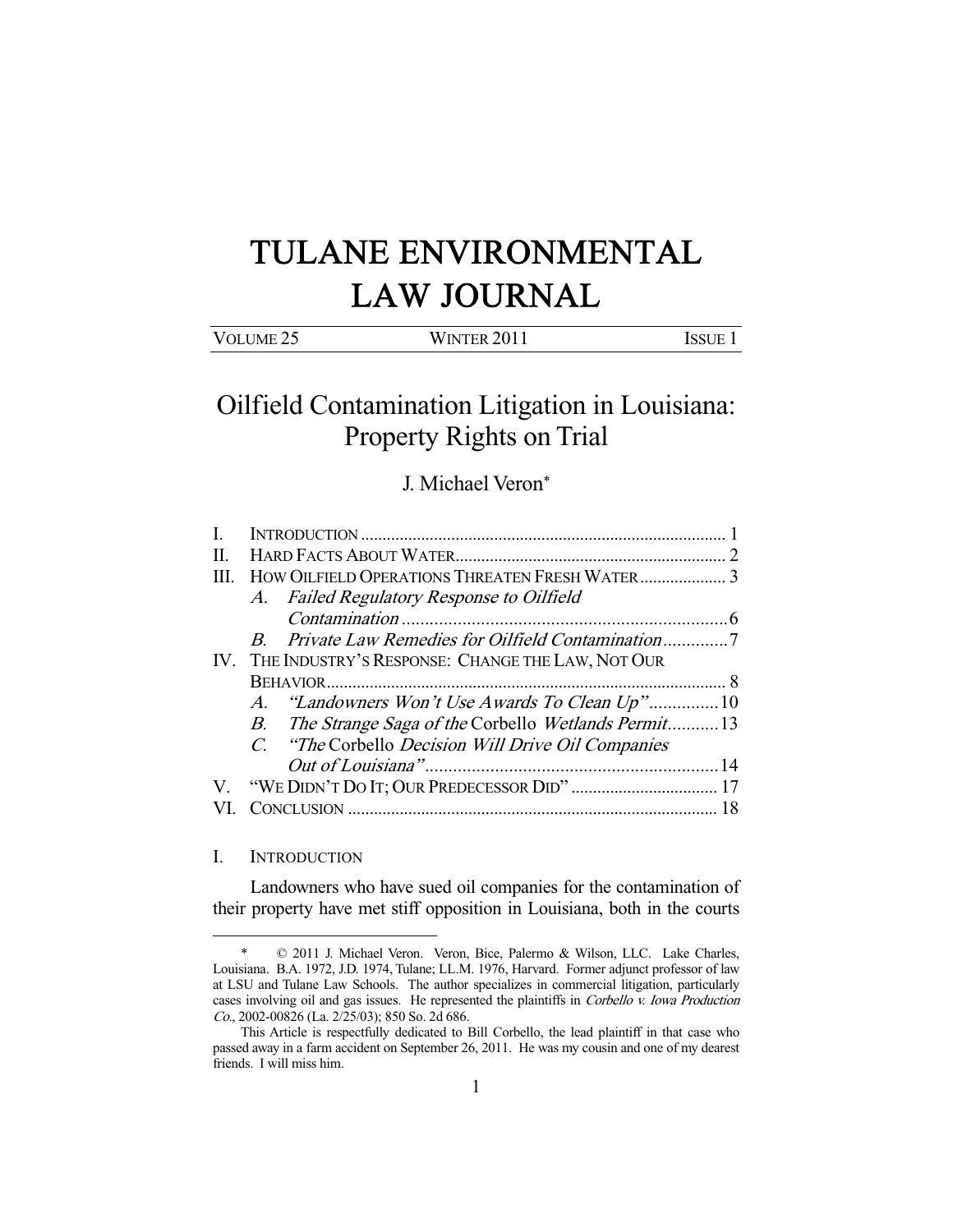# TULANE ENVIRONMENTAL LAW JOURNAL

VOLUME 25 WINTER 2011 ISSUE 1

## Oilfield Contamination Litigation in Louisiana: Property Rights on Trial

J. Michael Veron*

| | | |
|---|---|---|
| I. | INTRODUCTION | 1 |
| II. | HARD FACTS ABOUT WATER | 2 |
| III. | HOW OILFIELD OPERATIONS THREATEN FRESH WATER | 3 |
| | *A. Failed Regulatory Response to Oilfield Contamination* | 6 |
| | *B. Private Law Remedies for Oilfield Contamination* | 7 |
| IV. | THE INDUSTRY'S RESPONSE: CHANGE THE LAW, NOT OUR BEHAVIOR | 8 |
| | *A. "Landowners Won't Use Awards To Clean Up"* | 10 |
| | *B. The Strange Saga of the* Corbello *Wetlands Permit* | 13 |
| | *C. "The* Corbello *Decision Will Drive Oil Companies Out of Louisiana"* | 14 |
| V. | "WE DIDN'T DO IT; OUR PREDECESSOR DID" | 17 |
| VI. | CONCLUSION | 18 |

### I. INTRODUCTION

Landowners who have sued oil companies for the contamination of their property have met stiff opposition in Louisiana, both in the courts

---

\* © 2011 J. Michael Veron. Veron, Bice, Palermo & Wilson, LLC. Lake Charles, Louisiana. B.A. 1972, J.D. 1974, Tulane; LL.M. 1976, Harvard. Former adjunct professor of law at LSU and Tulane Law Schools. The author specializes in commercial litigation, particularly cases involving oil and gas issues. He represented the plaintiffs in *Corbello v. Iowa Production Co.*, 2002-00826 (La. 2/25/03); 850 So. 2d 686.

This Article is respectfully dedicated to Bill Corbello, the lead plaintiff in that case who passed away in a farm accident on September 26, 2011. He was my cousin and one of my dearest friends. I will miss him.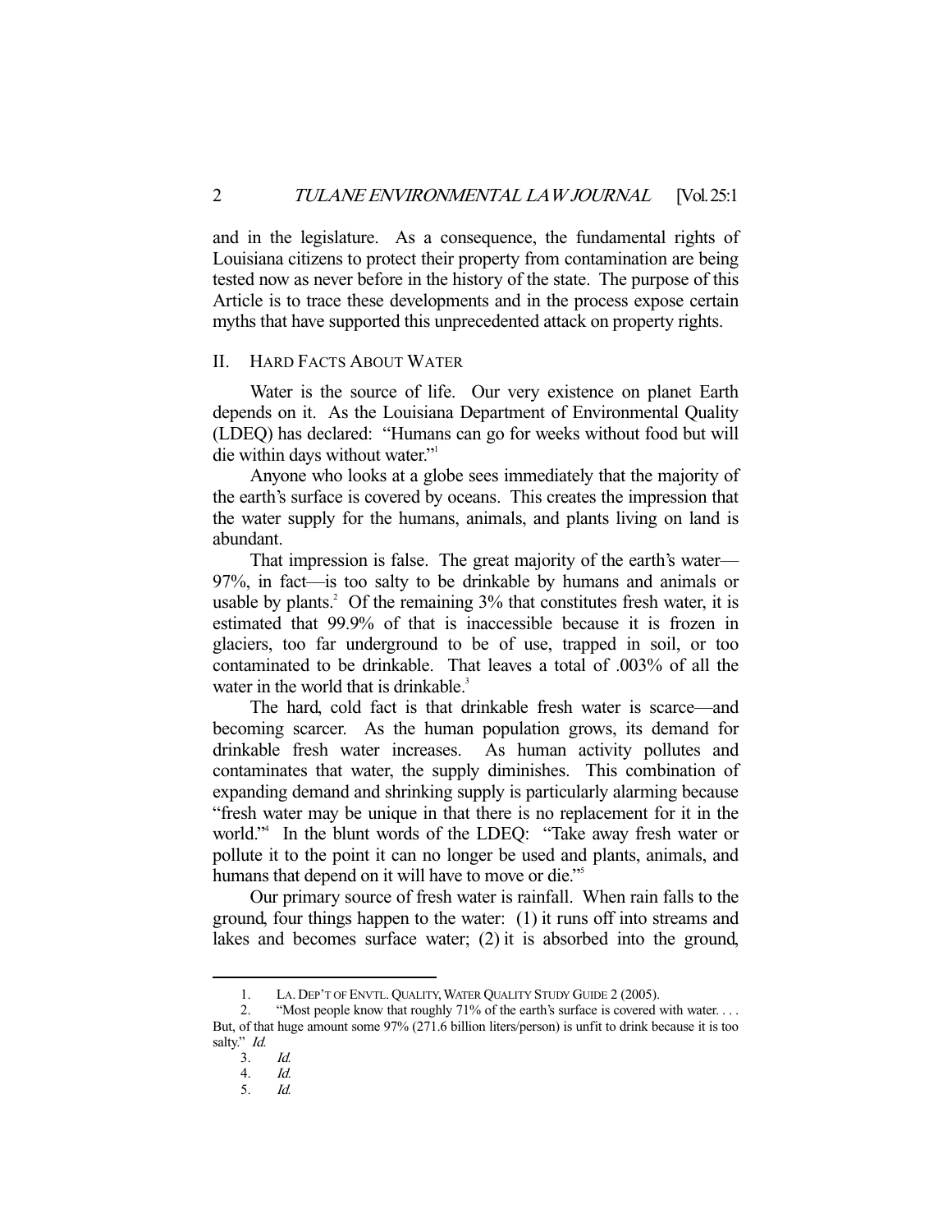and in the legislature. As a consequence, the fundamental rights of Louisiana citizens to protect their property from contamination are being tested now as never before in the history of the state. The purpose of this Article is to trace these developments and in the process expose certain myths that have supported this unprecedented attack on property rights.

## II. Hard Facts About Water

Water is the source of life. Our very existence on planet Earth depends on it. As the Louisiana Department of Environmental Quality (LDEQ) has declared: "Humans can go for weeks without food but will die within days without water."[1]

Anyone who looks at a globe sees immediately that the majority of the earth's surface is covered by oceans. This creates the impression that the water supply for the humans, animals, and plants living on land is abundant.

That impression is false. The great majority of the earth's water—97%, in fact—is too salty to be drinkable by humans and animals or usable by plants.[2] Of the remaining 3% that constitutes fresh water, it is estimated that 99.9% of that is inaccessible because it is frozen in glaciers, too far underground to be of use, trapped in soil, or too contaminated to be drinkable. That leaves a total of .003% of all the water in the world that is drinkable.[3]

The hard, cold fact is that drinkable fresh water is scarce—and becoming scarcer. As the human population grows, its demand for drinkable fresh water increases. As human activity pollutes and contaminates that water, the supply diminishes. This combination of expanding demand and shrinking supply is particularly alarming because "fresh water may be unique in that there is no replacement for it in the world."[4] In the blunt words of the LDEQ: "Take away fresh water or pollute it to the point it can no longer be used and plants, animals, and humans that depend on it will have to move or die."[5]

Our primary source of fresh water is rainfall. When rain falls to the ground, four things happen to the water: (1) it runs off into streams and lakes and becomes surface water; (2) it is absorbed into the ground,

---

1. La. Dep't of Envtl. Quality, Water Quality Study Guide 2 (2005).
2. "Most people know that roughly 71% of the earth's surface is covered with water. . . . But, of that huge amount some 97% (271.6 billion liters/person) is unfit to drink because it is too salty." *Id.*
3. *Id.*
4. *Id.*
5. *Id.*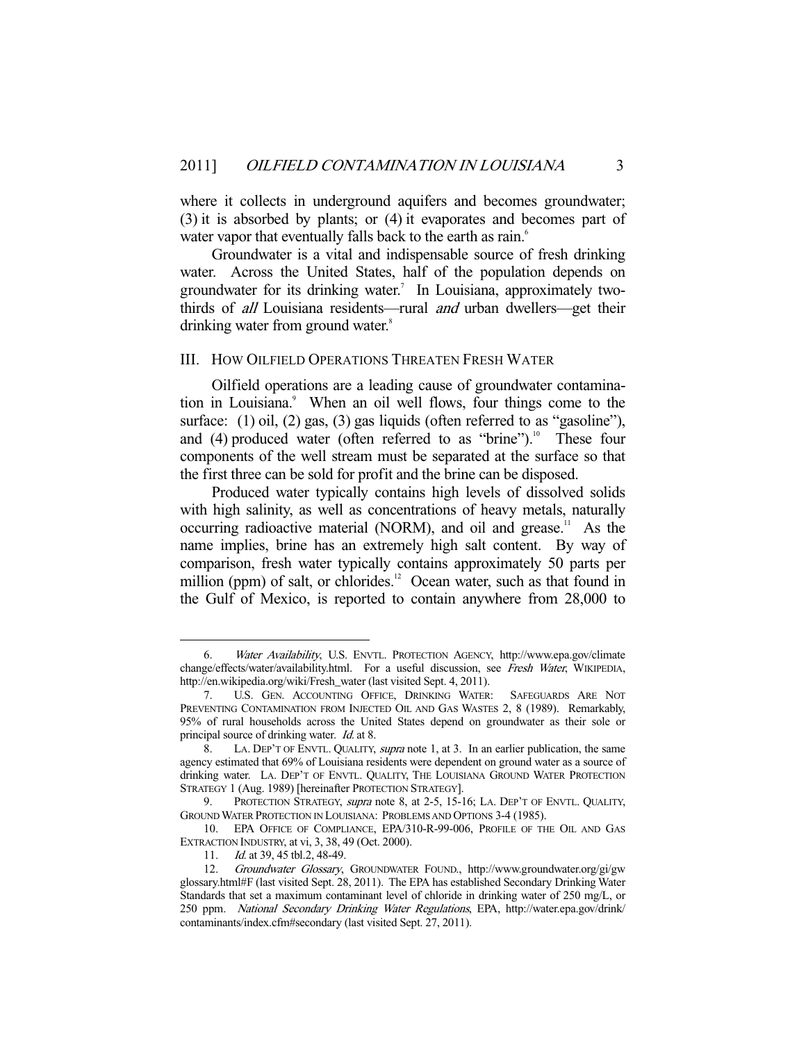where it collects in underground aquifers and becomes groundwater; (3) it is absorbed by plants; or (4) it evaporates and becomes part of water vapor that eventually falls back to the earth as rain.[6]

Groundwater is a vital and indispensable source of fresh drinking water. Across the United States, half of the population depends on groundwater for its drinking water.[7] In Louisiana, approximately two-thirds of *all* Louisiana residents—rural *and* urban dwellers—get their drinking water from ground water.[8]

## III. How Oilfield Operations Threaten Fresh Water

Oilfield operations are a leading cause of groundwater contamination in Louisiana.[9] When an oil well flows, four things come to the surface: (1) oil, (2) gas, (3) gas liquids (often referred to as "gasoline"), and (4) produced water (often referred to as "brine").[10] These four components of the well stream must be separated at the surface so that the first three can be sold for profit and the brine can be disposed.

Produced water typically contains high levels of dissolved solids with high salinity, as well as concentrations of heavy metals, naturally occurring radioactive material (NORM), and oil and grease.[11] As the name implies, brine has an extremely high salt content. By way of comparison, fresh water typically contains approximately 50 parts per million (ppm) of salt, or chlorides.[12] Ocean water, such as that found in the Gulf of Mexico, is reported to contain anywhere from 28,000 to

---

6. *Water Availability*, U.S. ENVTL. PROTECTION AGENCY, http://www.epa.gov/climate change/effects/water/availability.html. For a useful discussion, see *Fresh Water*, WIKIPEDIA, http://en.wikipedia.org/wiki/Fresh_water (last visited Sept. 4, 2011).

7. U.S. GEN. ACCOUNTING OFFICE, DRINKING WATER: SAFEGUARDS ARE NOT PREVENTING CONTAMINATION FROM INJECTED OIL AND GAS WASTES 2, 8 (1989). Remarkably, 95% of rural households across the United States depend on groundwater as their sole or principal source of drinking water. *Id.* at 8.

8. LA. DEP'T OF ENVTL. QUALITY, *supra* note 1, at 3. In an earlier publication, the same agency estimated that 69% of Louisiana residents were dependent on ground water as a source of drinking water. LA. DEP'T OF ENVTL. QUALITY, THE LOUISIANA GROUND WATER PROTECTION STRATEGY 1 (Aug. 1989) [hereinafter PROTECTION STRATEGY].

9. PROTECTION STRATEGY, *supra* note 8, at 2-5, 15-16; LA. DEP'T OF ENVTL. QUALITY, GROUND WATER PROTECTION IN LOUISIANA: PROBLEMS AND OPTIONS 3-4 (1985).

10. EPA OFFICE OF COMPLIANCE, EPA/310-R-99-006, PROFILE OF THE OIL AND GAS EXTRACTION INDUSTRY, at vi, 3, 38, 49 (Oct. 2000).

11. *Id.* at 39, 45 tbl.2, 48-49.

12. *Groundwater Glossary*, GROUNDWATER FOUND., http://www.groundwater.org/gi/gw glossary.html#F (last visited Sept. 28, 2011). The EPA has established Secondary Drinking Water Standards that set a maximum contaminant level of chloride in drinking water of 250 mg/L, or 250 ppm. *National Secondary Drinking Water Regulations*, EPA, http://water.epa.gov/drink/ contaminants/index.cfm#secondary (last visited Sept. 27, 2011).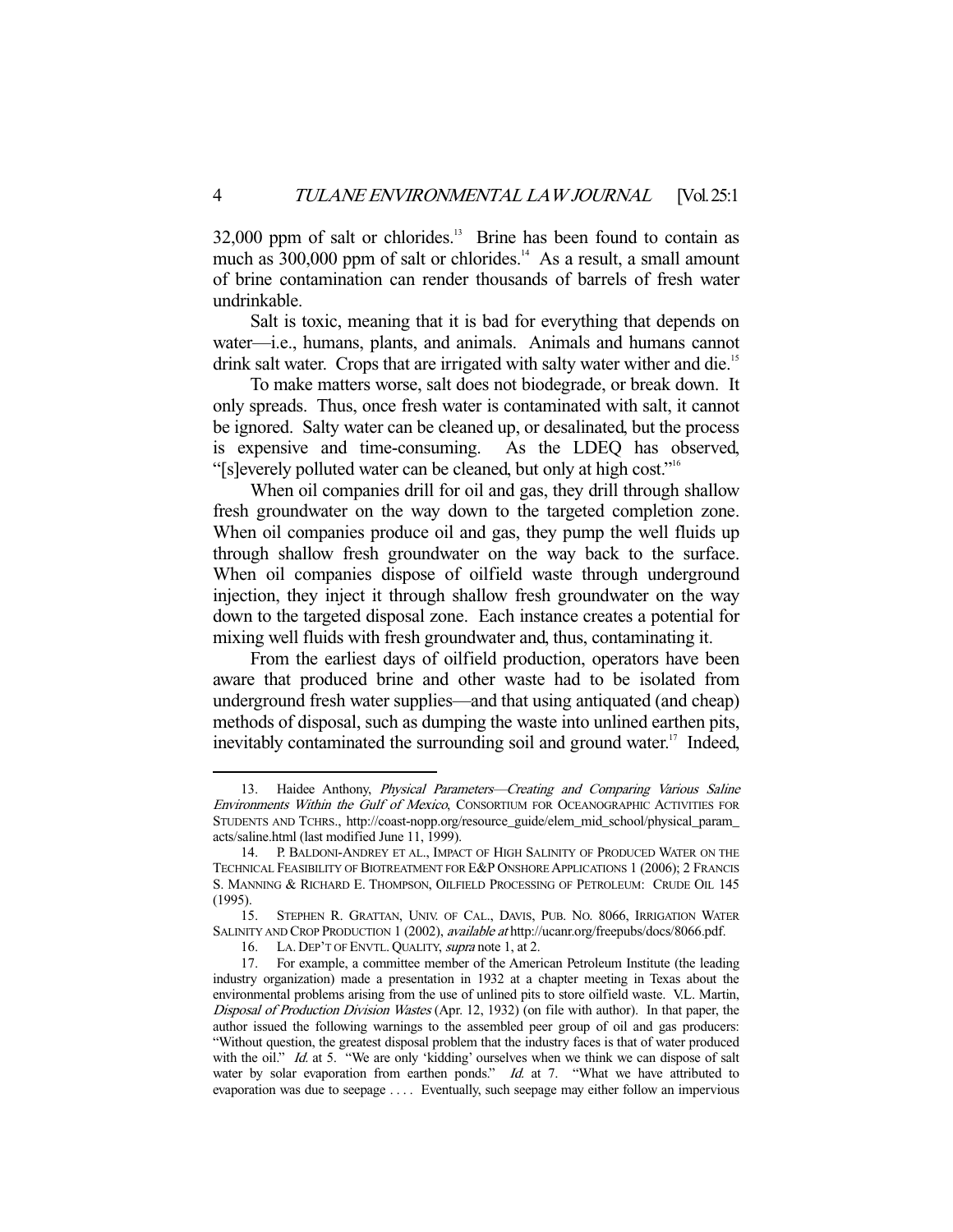32,000 ppm of salt or chlorides.[13] Brine has been found to contain as much as 300,000 ppm of salt or chlorides.[14] As a result, a small amount of brine contamination can render thousands of barrels of fresh water undrinkable.

Salt is toxic, meaning that it is bad for everything that depends on water—i.e., humans, plants, and animals. Animals and humans cannot drink salt water. Crops that are irrigated with salty water wither and die.[15]

To make matters worse, salt does not biodegrade, or break down. It only spreads. Thus, once fresh water is contaminated with salt, it cannot be ignored. Salty water can be cleaned up, or desalinated, but the process is expensive and time-consuming. As the LDEQ has observed, "[s]everely polluted water can be cleaned, but only at high cost."[16]

When oil companies drill for oil and gas, they drill through shallow fresh groundwater on the way down to the targeted completion zone. When oil companies produce oil and gas, they pump the well fluids up through shallow fresh groundwater on the way back to the surface. When oil companies dispose of oilfield waste through underground injection, they inject it through shallow fresh groundwater on the way down to the targeted disposal zone. Each instance creates a potential for mixing well fluids with fresh groundwater and, thus, contaminating it.

From the earliest days of oilfield production, operators have been aware that produced brine and other waste had to be isolated from underground fresh water supplies—and that using antiquated (and cheap) methods of disposal, such as dumping the waste into unlined earthen pits, inevitably contaminated the surrounding soil and ground water.[17] Indeed,

---

13. Haidee Anthony, *Physical Parameters—Creating and Comparing Various Saline Environments Within the Gulf of Mexico*, CONSORTIUM FOR OCEANOGRAPHIC ACTIVITIES FOR STUDENTS AND TCHRS., http://coast-nopp.org/resource_guide/elem_mid_school/physical_param_acts/saline.html (last modified June 11, 1999).

14. P. BALDONI-ANDREY ET AL., IMPACT OF HIGH SALINITY OF PRODUCED WATER ON THE TECHNICAL FEASIBILITY OF BIOTREATMENT FOR E&P ONSHORE APPLICATIONS 1 (2006); 2 FRANCIS S. MANNING & RICHARD E. THOMPSON, OILFIELD PROCESSING OF PETROLEUM: CRUDE OIL 145 (1995).

15. STEPHEN R. GRATTAN, UNIV. OF CAL., DAVIS, PUB. NO. 8066, IRRIGATION WATER SALINITY AND CROP PRODUCTION 1 (2002), *available at* http://ucanr.org/freepubs/docs/8066.pdf.

16. LA. DEP'T OF ENVTL. QUALITY, *supra* note 1, at 2.

17. For example, a committee member of the American Petroleum Institute (the leading industry organization) made a presentation in 1932 at a chapter meeting in Texas about the environmental problems arising from the use of unlined pits to store oilfield waste. V.L. Martin, *Disposal of Production Division Wastes* (Apr. 12, 1932) (on file with author). In that paper, the author issued the following warnings to the assembled peer group of oil and gas producers: "Without question, the greatest disposal problem that the industry faces is that of water produced with the oil." *Id.* at 5. "We are only 'kidding' ourselves when we think we can dispose of salt water by solar evaporation from earthen ponds." *Id.* at 7. "What we have attributed to evaporation was due to seepage . . . . Eventually, such seepage may either follow an impervious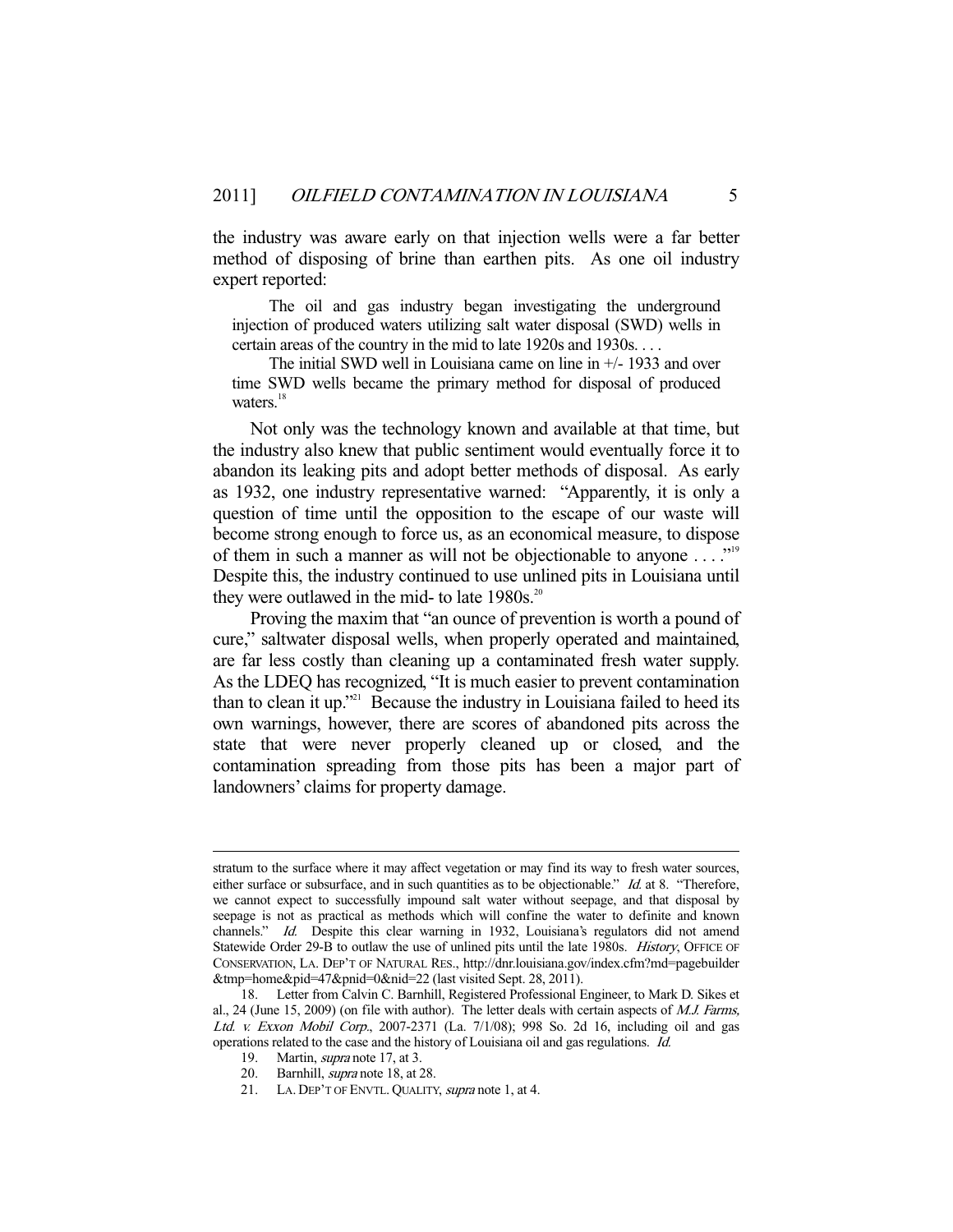the industry was aware early on that injection wells were a far better method of disposing of brine than earthen pits. As one oil industry expert reported:

> The oil and gas industry began investigating the underground injection of produced waters utilizing salt water disposal (SWD) wells in certain areas of the country in the mid to late 1920s and 1930s. . . .
>
> The initial SWD well in Louisiana came on line in +/- 1933 and over time SWD wells became the primary method for disposal of produced waters.[18]

Not only was the technology known and available at that time, but the industry also knew that public sentiment would eventually force it to abandon its leaking pits and adopt better methods of disposal. As early as 1932, one industry representative warned: "Apparently, it is only a question of time until the opposition to the escape of our waste will become strong enough to force us, as an economical measure, to dispose of them in such a manner as will not be objectionable to anyone . . . ."[19] Despite this, the industry continued to use unlined pits in Louisiana until they were outlawed in the mid- to late 1980s.[20]

Proving the maxim that "an ounce of prevention is worth a pound of cure," saltwater disposal wells, when properly operated and maintained, are far less costly than cleaning up a contaminated fresh water supply. As the LDEQ has recognized, "It is much easier to prevent contamination than to clean it up."[21] Because the industry in Louisiana failed to heed its own warnings, however, there are scores of abandoned pits across the state that were never properly cleaned up or closed, and the contamination spreading from those pits has been a major part of landowners' claims for property damage.

---

stratum to the surface where it may affect vegetation or may find its way to fresh water sources, either surface or subsurface, and in such quantities as to be objectionable." *Id.* at 8. "Therefore, we cannot expect to successfully impound salt water without seepage, and that disposal by seepage is not as practical as methods which will confine the water to definite and known channels." *Id.* Despite this clear warning in 1932, Louisiana's regulators did not amend Statewide Order 29-B to outlaw the use of unlined pits until the late 1980s. *History*, OFFICE OF CONSERVATION, LA. DEP'T OF NATURAL RES., http://dnr.louisiana.gov/index.cfm?md=pagebuilder&tmp=home&pid=47&pnid=0&nid=22 (last visited Sept. 28, 2011).

18. Letter from Calvin C. Barnhill, Registered Professional Engineer, to Mark D. Sikes et al., 24 (June 15, 2009) (on file with author). The letter deals with certain aspects of *M.J. Farms, Ltd. v. Exxon Mobil Corp.*, 2007-2371 (La. 7/1/08); 998 So. 2d 16, including oil and gas operations related to the case and the history of Louisiana oil and gas regulations. *Id.*

19. Martin, *supra* note 17, at 3.

20. Barnhill, *supra* note 18, at 28.

21. LA. DEP'T OF ENVTL. QUALITY, *supra* note 1, at 4.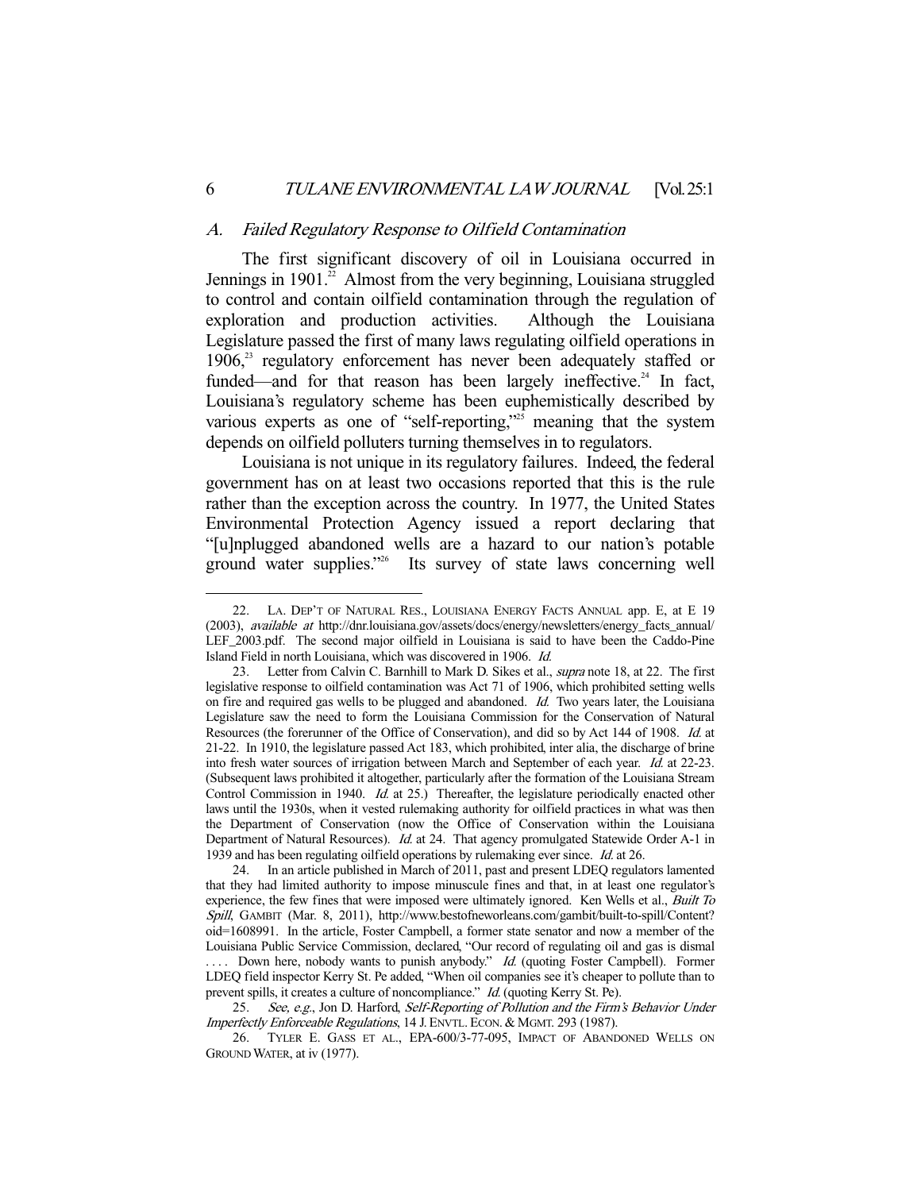### *A. Failed Regulatory Response to Oilfield Contamination*

The first significant discovery of oil in Louisiana occurred in Jennings in 1901.[22] Almost from the very beginning, Louisiana struggled to control and contain oilfield contamination through the regulation of exploration and production activities. Although the Louisiana Legislature passed the first of many laws regulating oilfield operations in 1906,[23] regulatory enforcement has never been adequately staffed or funded—and for that reason has been largely ineffective.[24] In fact, Louisiana's regulatory scheme has been euphemistically described by various experts as one of "self-reporting,"[25] meaning that the system depends on oilfield polluters turning themselves in to regulators.

Louisiana is not unique in its regulatory failures. Indeed, the federal government has on at least two occasions reported that this is the rule rather than the exception across the country. In 1977, the United States Environmental Protection Agency issued a report declaring that "[u]nplugged abandoned wells are a hazard to our nation's potable ground water supplies."[26] Its survey of state laws concerning well

---

22. LA. DEP'T OF NATURAL RES., LOUISIANA ENERGY FACTS ANNUAL app. E, at E 19 (2003), *available at* http://dnr.louisiana.gov/assets/docs/energy/newsletters/energy_facts_annual/LEF_2003.pdf. The second major oilfield in Louisiana is said to have been the Caddo-Pine Island Field in north Louisiana, which was discovered in 1906. *Id.*

23. Letter from Calvin C. Barnhill to Mark D. Sikes et al., *supra* note 18, at 22. The first legislative response to oilfield contamination was Act 71 of 1906, which prohibited setting wells on fire and required gas wells to be plugged and abandoned. *Id.* Two years later, the Louisiana Legislature saw the need to form the Louisiana Commission for the Conservation of Natural Resources (the forerunner of the Office of Conservation), and did so by Act 144 of 1908. *Id.* at 21-22. In 1910, the legislature passed Act 183, which prohibited, inter alia, the discharge of brine into fresh water sources of irrigation between March and September of each year. *Id.* at 22-23. (Subsequent laws prohibited it altogether, particularly after the formation of the Louisiana Stream Control Commission in 1940. *Id.* at 25.) Thereafter, the legislature periodically enacted other laws until the 1930s, when it vested rulemaking authority for oilfield practices in what was then the Department of Conservation (now the Office of Conservation within the Louisiana Department of Natural Resources). *Id.* at 24. That agency promulgated Statewide Order A-1 in 1939 and has been regulating oilfield operations by rulemaking ever since. *Id.* at 26.

24. In an article published in March of 2011, past and present LDEQ regulators lamented that they had limited authority to impose minuscule fines and that, in at least one regulator's experience, the few fines that were imposed were ultimately ignored. Ken Wells et al., *Built To Spill*, GAMBIT (Mar. 8, 2011), http://www.bestofneworleans.com/gambit/built-to-spill/Content?oid=1608991. In the article, Foster Campbell, a former state senator and now a member of the Louisiana Public Service Commission, declared, "Our record of regulating oil and gas is dismal . . . . Down here, nobody wants to punish anybody." *Id.* (quoting Foster Campbell). Former LDEQ field inspector Kerry St. Pe added, "When oil companies see it's cheaper to pollute than to prevent spills, it creates a culture of noncompliance." *Id.* (quoting Kerry St. Pe).

25. *See, e.g.*, Jon D. Harford, *Self-Reporting of Pollution and the Firm's Behavior Under Imperfectly Enforceable Regulations*, 14 J. ENVTL. ECON. & MGMT. 293 (1987).

26. TYLER E. GASS ET AL., EPA-600/3-77-095, IMPACT OF ABANDONED WELLS ON GROUND WATER, at iv (1977).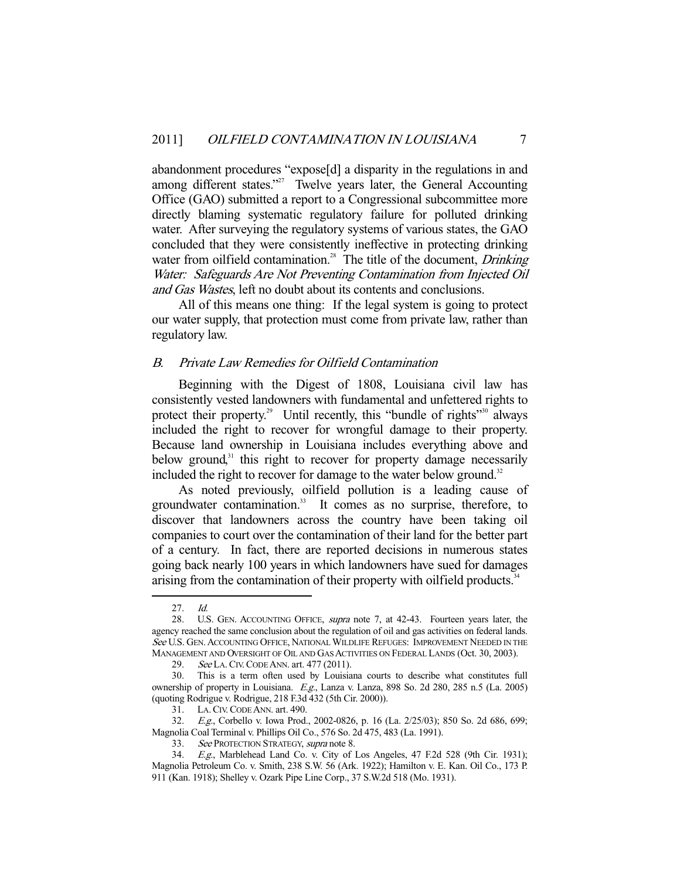abandonment procedures "expose[d] a disparity in the regulations in and among different states."[27] Twelve years later, the General Accounting Office (GAO) submitted a report to a Congressional subcommittee more directly blaming systematic regulatory failure for polluted drinking water. After surveying the regulatory systems of various states, the GAO concluded that they were consistently ineffective in protecting drinking water from oilfield contamination.[28] The title of the document, *Drinking Water: Safeguards Are Not Preventing Contamination from Injected Oil and Gas Wastes*, left no doubt about its contents and conclusions.

All of this means one thing: If the legal system is going to protect our water supply, that protection must come from private law, rather than regulatory law.

### *B. Private Law Remedies for Oilfield Contamination*

Beginning with the Digest of 1808, Louisiana civil law has consistently vested landowners with fundamental and unfettered rights to protect their property.[29] Until recently, this "bundle of rights"[30] always included the right to recover for wrongful damage to their property. Because land ownership in Louisiana includes everything above and below ground,[31] this right to recover for property damage necessarily included the right to recover for damage to the water below ground.[32]

As noted previously, oilfield pollution is a leading cause of groundwater contamination.[33] It comes as no surprise, therefore, to discover that landowners across the country have been taking oil companies to court over the contamination of their land for the better part of a century. In fact, there are reported decisions in numerous states going back nearly 100 years in which landowners have sued for damages arising from the contamination of their property with oilfield products.[34]

---

27. *Id.*

28. U.S. GEN. ACCOUNTING OFFICE, *supra* note 7, at 42-43. Fourteen years later, the agency reached the same conclusion about the regulation of oil and gas activities on federal lands. *See* U.S. GEN. ACCOUNTING OFFICE, NATIONAL WILDLIFE REFUGES: IMPROVEMENT NEEDED IN THE MANAGEMENT AND OVERSIGHT OF OIL AND GAS ACTIVITIES ON FEDERAL LANDS (Oct. 30, 2003).

29. *See* LA. CIV. CODE ANN. art. 477 (2011).

30. This is a term often used by Louisiana courts to describe what constitutes full ownership of property in Louisiana. *E.g.*, Lanza v. Lanza, 898 So. 2d 280, 285 n.5 (La. 2005) (quoting Rodrigue v. Rodrigue, 218 F.3d 432 (5th Cir. 2000)).

31. LA. CIV. CODE ANN. art. 490.

32. *E.g.*, Corbello v. Iowa Prod., 2002-0826, p. 16 (La. 2/25/03); 850 So. 2d 686, 699; Magnolia Coal Terminal v. Phillips Oil Co., 576 So. 2d 475, 483 (La. 1991).

33. *See* PROTECTION STRATEGY, *supra* note 8.

34. *E.g.*, Marblehead Land Co. v. City of Los Angeles, 47 F.2d 528 (9th Cir. 1931); Magnolia Petroleum Co. v. Smith, 238 S.W. 56 (Ark. 1922); Hamilton v. E. Kan. Oil Co., 173 P. 911 (Kan. 1918); Shelley v. Ozark Pipe Line Corp., 37 S.W.2d 518 (Mo. 1931).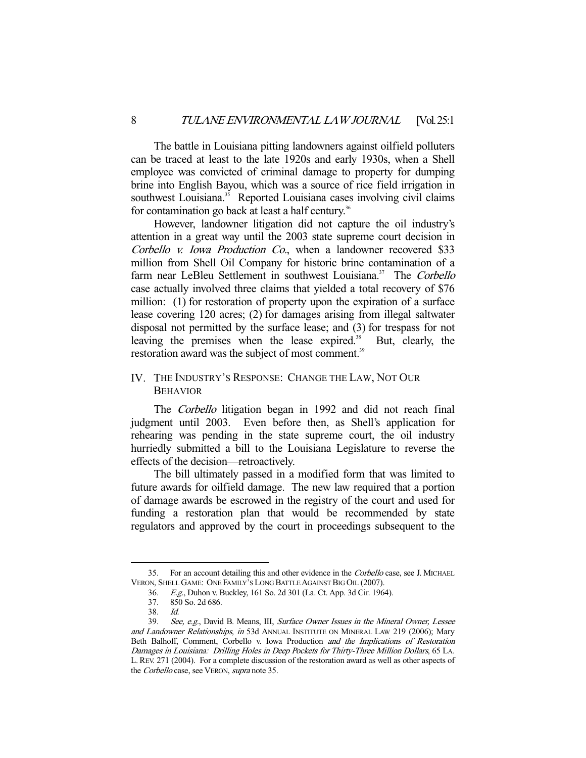The battle in Louisiana pitting landowners against oilfield polluters can be traced at least to the late 1920s and early 1930s, when a Shell employee was convicted of criminal damage to property for dumping brine into English Bayou, which was a source of rice field irrigation in southwest Louisiana.[35] Reported Louisiana cases involving civil claims for contamination go back at least a half century.[36]

However, landowner litigation did not capture the oil industry's attention in a great way until the 2003 state supreme court decision in *Corbello v. Iowa Production Co.*, when a landowner recovered $33 million from Shell Oil Company for historic brine contamination of a farm near LeBleu Settlement in southwest Louisiana.[37] The *Corbello* case actually involved three claims that yielded a total recovery of $76 million: (1) for restoration of property upon the expiration of a surface lease covering 120 acres; (2) for damages arising from illegal saltwater disposal not permitted by the surface lease; and (3) for trespass for not leaving the premises when the lease expired.[38] But, clearly, the restoration award was the subject of most comment.[39]

## IV. THE INDUSTRY'S RESPONSE: CHANGE THE LAW, NOT OUR BEHAVIOR

The *Corbello* litigation began in 1992 and did not reach final judgment until 2003. Even before then, as Shell's application for rehearing was pending in the state supreme court, the oil industry hurriedly submitted a bill to the Louisiana Legislature to reverse the effects of the decision—retroactively.

The bill ultimately passed in a modified form that was limited to future awards for oilfield damage. The new law required that a portion of damage awards be escrowed in the registry of the court and used for funding a restoration plan that would be recommended by state regulators and approved by the court in proceedings subsequent to the

---

35. For an account detailing this and other evidence in the *Corbello* case, see J. MICHAEL VERON, SHELL GAME: ONE FAMILY'S LONG BATTLE AGAINST BIG OIL (2007).

36. *E.g.*, Duhon v. Buckley, 161 So. 2d 301 (La. Ct. App. 3d Cir. 1964).

37. 850 So. 2d 686.

38. *Id.*

39. *See, e.g.*, David B. Means, III, *Surface Owner Issues in the Mineral Owner, Lessee and Landowner Relationships*, *in* 53d ANNUAL INSTITUTE ON MINERAL LAW 219 (2006); Mary Beth Balhoff, Comment, Corbello v. Iowa Production *and the Implications of Restoration Damages in Louisiana: Drilling Holes in Deep Pockets for Thirty-Three Million Dollars*, 65 LA. L. REV. 271 (2004). For a complete discussion of the restoration award as well as other aspects of the *Corbello* case, see VERON, *supra* note 35.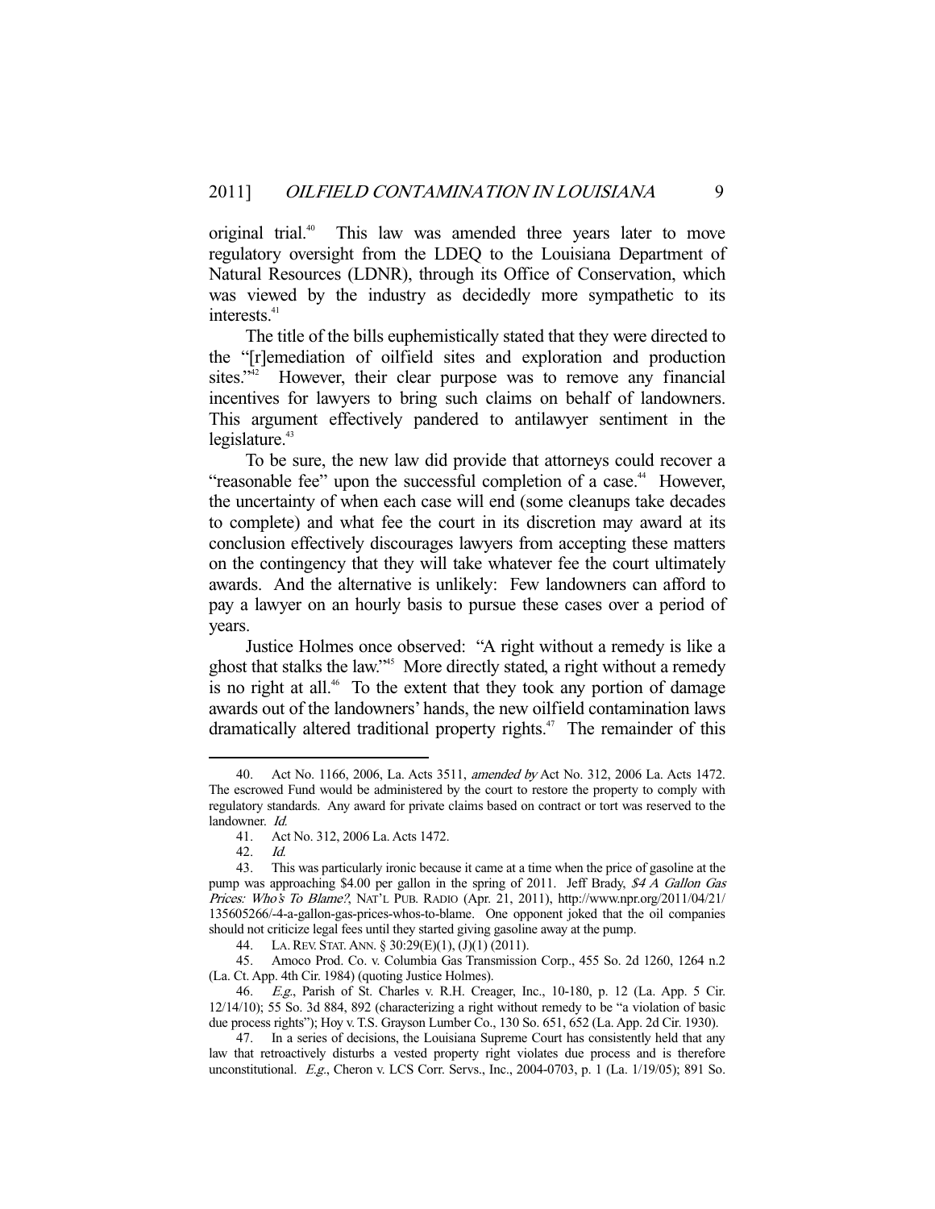original trial.[40] This law was amended three years later to move regulatory oversight from the LDEQ to the Louisiana Department of Natural Resources (LDNR), through its Office of Conservation, which was viewed by the industry as decidedly more sympathetic to its interests.[41]

The title of the bills euphemistically stated that they were directed to the "[r]emediation of oilfield sites and exploration and production sites."[42] However, their clear purpose was to remove any financial incentives for lawyers to bring such claims on behalf of landowners. This argument effectively pandered to antilawyer sentiment in the legislature.[43]

To be sure, the new law did provide that attorneys could recover a "reasonable fee" upon the successful completion of a case.[44] However, the uncertainty of when each case will end (some cleanups take decades to complete) and what fee the court in its discretion may award at its conclusion effectively discourages lawyers from accepting these matters on the contingency that they will take whatever fee the court ultimately awards. And the alternative is unlikely: Few landowners can afford to pay a lawyer on an hourly basis to pursue these cases over a period of years.

Justice Holmes once observed: "A right without a remedy is like a ghost that stalks the law."[45] More directly stated, a right without a remedy is no right at all.[46] To the extent that they took any portion of damage awards out of the landowners' hands, the new oilfield contamination laws dramatically altered traditional property rights.[47] The remainder of this

---

40. Act No. 1166, 2006, La. Acts 3511, *amended by* Act No. 312, 2006 La. Acts 1472. The escrowed Fund would be administered by the court to restore the property to comply with regulatory standards. Any award for private claims based on contract or tort was reserved to the landowner. *Id.*

41. Act No. 312, 2006 La. Acts 1472.

42. *Id.*

43. This was particularly ironic because it came at a time when the price of gasoline at the pump was approaching $4.00 per gallon in the spring of 2011. Jeff Brady, *$4 A Gallon Gas Prices: Who's To Blame?*, NAT'L PUB. RADIO (Apr. 21, 2011), http://www.npr.org/2011/04/21/135605266/-4-a-gallon-gas-prices-whos-to-blame. One opponent joked that the oil companies should not criticize legal fees until they started giving gasoline away at the pump.

44. LA. REV. STAT. ANN. § 30:29(E)(1), (J)(1) (2011).

45. Amoco Prod. Co. v. Columbia Gas Transmission Corp., 455 So. 2d 1260, 1264 n.2 (La. Ct. App. 4th Cir. 1984) (quoting Justice Holmes).

46. *E.g.*, Parish of St. Charles v. R.H. Creager, Inc., 10-180, p. 12 (La. App. 5 Cir. 12/14/10); 55 So. 3d 884, 892 (characterizing a right without remedy to be "a violation of basic due process rights"); Hoy v. T.S. Grayson Lumber Co., 130 So. 651, 652 (La. App. 2d Cir. 1930).

47. In a series of decisions, the Louisiana Supreme Court has consistently held that any law that retroactively disturbs a vested property right violates due process and is therefore unconstitutional. *E.g.*, Cheron v. LCS Corr. Servs., Inc., 2004-0703, p. 1 (La. 1/19/05); 891 So.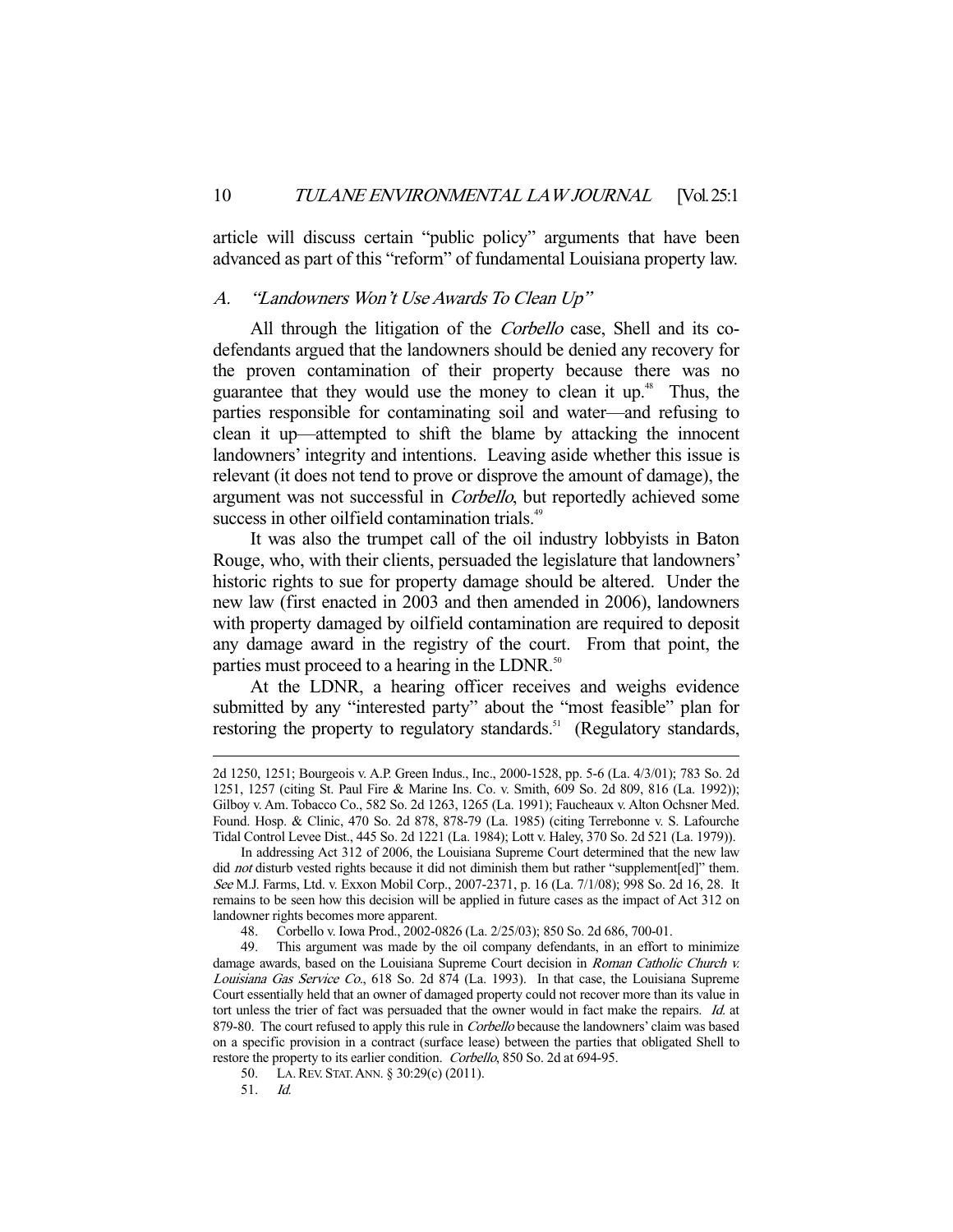article will discuss certain "public policy" arguments that have been advanced as part of this "reform" of fundamental Louisiana property law.

### A. *"Landowners Won't Use Awards To Clean Up"*

All through the litigation of the *Corbello* case, Shell and its co-defendants argued that the landowners should be denied any recovery for the proven contamination of their property because there was no guarantee that they would use the money to clean it up.[48] Thus, the parties responsible for contaminating soil and water—and refusing to clean it up—attempted to shift the blame by attacking the innocent landowners' integrity and intentions. Leaving aside whether this issue is relevant (it does not tend to prove or disprove the amount of damage), the argument was not successful in *Corbello*, but reportedly achieved some success in other oilfield contamination trials.[49]

It was also the trumpet call of the oil industry lobbyists in Baton Rouge, who, with their clients, persuaded the legislature that landowners' historic rights to sue for property damage should be altered. Under the new law (first enacted in 2003 and then amended in 2006), landowners with property damaged by oilfield contamination are required to deposit any damage award in the registry of the court. From that point, the parties must proceed to a hearing in the LDNR.[50]

At the LDNR, a hearing officer receives and weighs evidence submitted by any "interested party" about the "most feasible" plan for restoring the property to regulatory standards.[51] (Regulatory standards,

---

2d 1250, 1251; Bourgeois v. A.P. Green Indus., Inc., 2000-1528, pp. 5-6 (La. 4/3/01); 783 So. 2d 1251, 1257 (citing St. Paul Fire & Marine Ins. Co. v. Smith, 609 So. 2d 809, 816 (La. 1992)); Gilboy v. Am. Tobacco Co., 582 So. 2d 1263, 1265 (La. 1991); Faucheaux v. Alton Ochsner Med. Found. Hosp. & Clinic, 470 So. 2d 878, 878-79 (La. 1985) (citing Terrebonne v. S. Lafourche Tidal Control Levee Dist., 445 So. 2d 1221 (La. 1984); Lott v. Haley, 370 So. 2d 521 (La. 1979)).

In addressing Act 312 of 2006, the Louisiana Supreme Court determined that the new law did *not* disturb vested rights because it did not diminish them but rather "supplement[ed]" them. *See* M.J. Farms, Ltd. v. Exxon Mobil Corp., 2007-2371, p. 16 (La. 7/1/08); 998 So. 2d 16, 28. It remains to be seen how this decision will be applied in future cases as the impact of Act 312 on landowner rights becomes more apparent.

48. Corbello v. Iowa Prod., 2002-0826 (La. 2/25/03); 850 So. 2d 686, 700-01.

49. This argument was made by the oil company defendants, in an effort to minimize damage awards, based on the Louisiana Supreme Court decision in *Roman Catholic Church v. Louisiana Gas Service Co.*, 618 So. 2d 874 (La. 1993). In that case, the Louisiana Supreme Court essentially held that an owner of damaged property could not recover more than its value in tort unless the trier of fact was persuaded that the owner would in fact make the repairs. *Id.* at 879-80. The court refused to apply this rule in *Corbello* because the landowners' claim was based on a specific provision in a contract (surface lease) between the parties that obligated Shell to restore the property to its earlier condition. *Corbello*, 850 So. 2d at 694-95.

50. LA. REV. STAT. ANN. § 30:29(c) (2011).

51. *Id.*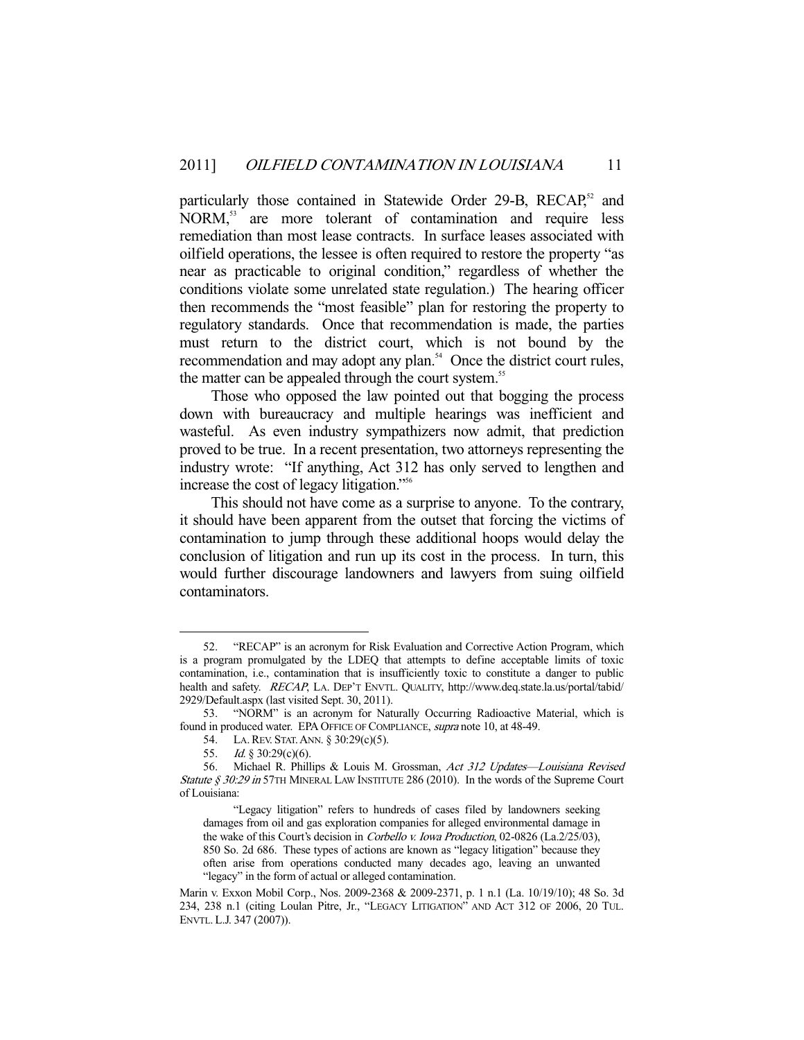particularly those contained in Statewide Order 29-B, RECAP,[52] and NORM,[53] are more tolerant of contamination and require less remediation than most lease contracts. In surface leases associated with oilfield operations, the lessee is often required to restore the property "as near as practicable to original condition," regardless of whether the conditions violate some unrelated state regulation.) The hearing officer then recommends the "most feasible" plan for restoring the property to regulatory standards. Once that recommendation is made, the parties must return to the district court, which is not bound by the recommendation and may adopt any plan.[54] Once the district court rules, the matter can be appealed through the court system.[55]

Those who opposed the law pointed out that bogging the process down with bureaucracy and multiple hearings was inefficient and wasteful. As even industry sympathizers now admit, that prediction proved to be true. In a recent presentation, two attorneys representing the industry wrote: "If anything, Act 312 has only served to lengthen and increase the cost of legacy litigation."[56]

This should not have come as a surprise to anyone. To the contrary, it should have been apparent from the outset that forcing the victims of contamination to jump through these additional hoops would delay the conclusion of litigation and run up its cost in the process. In turn, this would further discourage landowners and lawyers from suing oilfield contaminators.

---

52. "RECAP" is an acronym for Risk Evaluation and Corrective Action Program, which is a program promulgated by the LDEQ that attempts to define acceptable limits of toxic contamination, i.e., contamination that is insufficiently toxic to constitute a danger to public health and safety. *RECAP*, LA. DEP'T ENVTL. QUALITY, http://www.deq.state.la.us/portal/tabid/2929/Default.aspx (last visited Sept. 30, 2011).

53. "NORM" is an acronym for Naturally Occurring Radioactive Material, which is found in produced water. EPA OFFICE OF COMPLIANCE, *supra* note 10, at 48-49.

54. LA. REV. STAT. ANN. § 30:29(c)(5).

55. *Id.* § 30:29(c)(6).

56. Michael R. Phillips & Louis M. Grossman, *Act 312 Updates—Louisiana Revised Statute § 30:29 in* 57TH MINERAL LAW INSTITUTE 286 (2010). In the words of the Supreme Court of Louisiana:

> "Legacy litigation" refers to hundreds of cases filed by landowners seeking damages from oil and gas exploration companies for alleged environmental damage in the wake of this Court's decision in *Corbello v. Iowa Production*, 02-0826 (La.2/25/03), 850 So. 2d 686. These types of actions are known as "legacy litigation" because they often arise from operations conducted many decades ago, leaving an unwanted "legacy" in the form of actual or alleged contamination.

Marin v. Exxon Mobil Corp., Nos. 2009-2368 & 2009-2371, p. 1 n.1 (La. 10/19/10); 48 So. 3d 234, 238 n.1 (citing Loulan Pitre, Jr., "LEGACY LITIGATION" AND ACT 312 OF 2006, 20 TUL. ENVTL. L.J. 347 (2007)).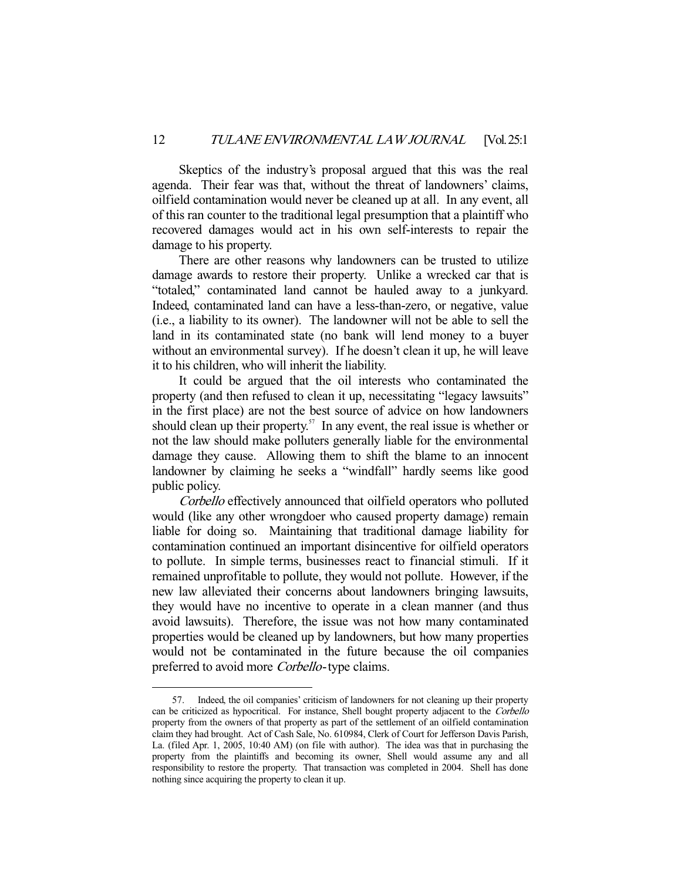Skeptics of the industry's proposal argued that this was the real agenda. Their fear was that, without the threat of landowners' claims, oilfield contamination would never be cleaned up at all. In any event, all of this ran counter to the traditional legal presumption that a plaintiff who recovered damages would act in his own self-interests to repair the damage to his property.

There are other reasons why landowners can be trusted to utilize damage awards to restore their property. Unlike a wrecked car that is "totaled," contaminated land cannot be hauled away to a junkyard. Indeed, contaminated land can have a less-than-zero, or negative, value (i.e., a liability to its owner). The landowner will not be able to sell the land in its contaminated state (no bank will lend money to a buyer without an environmental survey). If he doesn't clean it up, he will leave it to his children, who will inherit the liability.

It could be argued that the oil interests who contaminated the property (and then refused to clean it up, necessitating "legacy lawsuits" in the first place) are not the best source of advice on how landowners should clean up their property.[57] In any event, the real issue is whether or not the law should make polluters generally liable for the environmental damage they cause. Allowing them to shift the blame to an innocent landowner by claiming he seeks a "windfall" hardly seems like good public policy.

*Corbello* effectively announced that oilfield operators who polluted would (like any other wrongdoer who caused property damage) remain liable for doing so. Maintaining that traditional damage liability for contamination continued an important disincentive for oilfield operators to pollute. In simple terms, businesses react to financial stimuli. If it remained unprofitable to pollute, they would not pollute. However, if the new law alleviated their concerns about landowners bringing lawsuits, they would have no incentive to operate in a clean manner (and thus avoid lawsuits). Therefore, the issue was not how many contaminated properties would be cleaned up by landowners, but how many properties would not be contaminated in the future because the oil companies preferred to avoid more *Corbello*-type claims.

---

57. Indeed, the oil companies' criticism of landowners for not cleaning up their property can be criticized as hypocritical. For instance, Shell bought property adjacent to the *Corbello* property from the owners of that property as part of the settlement of an oilfield contamination claim they had brought. Act of Cash Sale, No. 610984, Clerk of Court for Jefferson Davis Parish, La. (filed Apr. 1, 2005, 10:40 AM) (on file with author). The idea was that in purchasing the property from the plaintiffs and becoming its owner, Shell would assume any and all responsibility to restore the property. That transaction was completed in 2004. Shell has done nothing since acquiring the property to clean it up.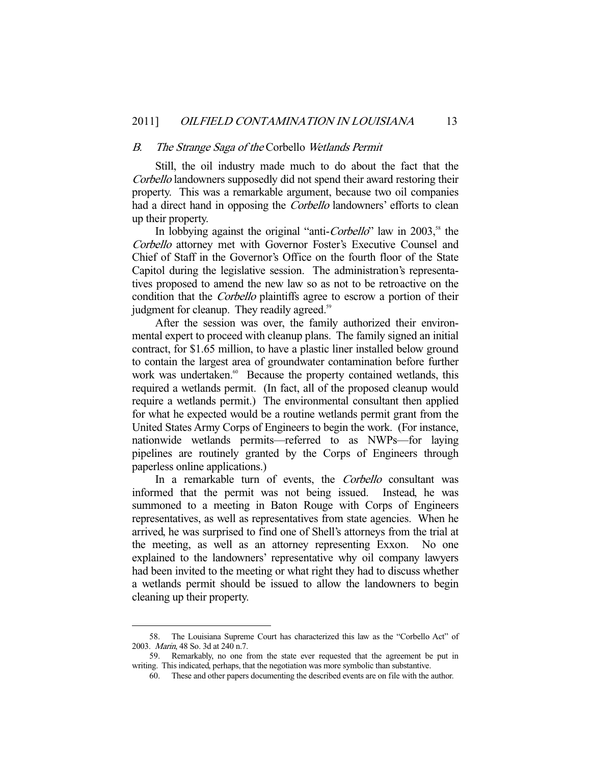### *B. The Strange Saga of the* Corbello *Wetlands Permit*

Still, the oil industry made much to do about the fact that the *Corbello* landowners supposedly did not spend their award restoring their property. This was a remarkable argument, because two oil companies had a direct hand in opposing the *Corbello* landowners' efforts to clean up their property.

In lobbying against the original "anti-*Corbello*" law in 2003,[58] the *Corbello* attorney met with Governor Foster's Executive Counsel and Chief of Staff in the Governor's Office on the fourth floor of the State Capitol during the legislative session. The administration's representatives proposed to amend the new law so as not to be retroactive on the condition that the *Corbello* plaintiffs agree to escrow a portion of their judgment for cleanup. They readily agreed.[59]

After the session was over, the family authorized their environmental expert to proceed with cleanup plans. The family signed an initial contract, for \$1.65 million, to have a plastic liner installed below ground to contain the largest area of groundwater contamination before further work was undertaken.[60] Because the property contained wetlands, this required a wetlands permit. (In fact, all of the proposed cleanup would require a wetlands permit.) The environmental consultant then applied for what he expected would be a routine wetlands permit grant from the United States Army Corps of Engineers to begin the work. (For instance, nationwide wetlands permits—referred to as NWPs—for laying pipelines are routinely granted by the Corps of Engineers through paperless online applications.)

In a remarkable turn of events, the *Corbello* consultant was informed that the permit was not being issued. Instead, he was summoned to a meeting in Baton Rouge with Corps of Engineers representatives, as well as representatives from state agencies. When he arrived, he was surprised to find one of Shell's attorneys from the trial at the meeting, as well as an attorney representing Exxon. No one explained to the landowners' representative why oil company lawyers had been invited to the meeting or what right they had to discuss whether a wetlands permit should be issued to allow the landowners to begin cleaning up their property.

---

58. The Louisiana Supreme Court has characterized this law as the "Corbello Act" of 2003. *Marin*, 48 So. 3d at 240 n.7.

59. Remarkably, no one from the state ever requested that the agreement be put in writing. This indicated, perhaps, that the negotiation was more symbolic than substantive.

60. These and other papers documenting the described events are on file with the author.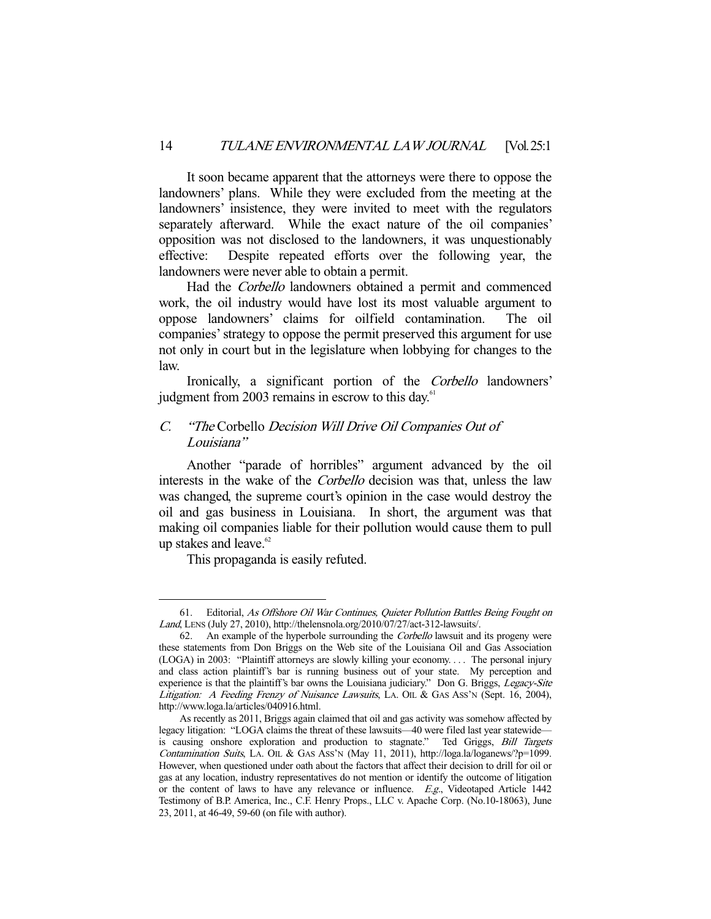It soon became apparent that the attorneys were there to oppose the landowners' plans. While they were excluded from the meeting at the landowners' insistence, they were invited to meet with the regulators separately afterward. While the exact nature of the oil companies' opposition was not disclosed to the landowners, it was unquestionably effective: Despite repeated efforts over the following year, the landowners were never able to obtain a permit.

Had the *Corbello* landowners obtained a permit and commenced work, the oil industry would have lost its most valuable argument to oppose landowners' claims for oilfield contamination. The oil companies' strategy to oppose the permit preserved this argument for use not only in court but in the legislature when lobbying for changes to the law.

Ironically, a significant portion of the *Corbello* landowners' judgment from 2003 remains in escrow to this day.[61]

### C. *"The* Corbello *Decision Will Drive Oil Companies Out of Louisiana"*

Another "parade of horribles" argument advanced by the oil interests in the wake of the *Corbello* decision was that, unless the law was changed, the supreme court's opinion in the case would destroy the oil and gas business in Louisiana. In short, the argument was that making oil companies liable for their pollution would cause them to pull up stakes and leave.[62]

This propaganda is easily refuted.

---

61. Editorial, *As Offshore Oil War Continues, Quieter Pollution Battles Being Fought on Land*, LENS (July 27, 2010), http://thelensnola.org/2010/07/27/act-312-lawsuits/.

62. An example of the hyperbole surrounding the *Corbello* lawsuit and its progeny were these statements from Don Briggs on the Web site of the Louisiana Oil and Gas Association (LOGA) in 2003: "Plaintiff attorneys are slowly killing your economy. . . . The personal injury and class action plaintiff's bar is running business out of your state. My perception and experience is that the plaintiff's bar owns the Louisiana judiciary." Don G. Briggs, *Legacy-Site Litigation: A Feeding Frenzy of Nuisance Lawsuits*, LA. OIL & GAS ASS'N (Sept. 16, 2004), http://www.loga.la/articles/040916.html.

As recently as 2011, Briggs again claimed that oil and gas activity was somehow affected by legacy litigation: "LOGA claims the threat of these lawsuits—40 were filed last year statewide—is causing onshore exploration and production to stagnate." Ted Griggs, *Bill Targets Contamination Suits*, LA. OIL & GAS ASS'N (May 11, 2011), http://loga.la/loganews/?p=1099. However, when questioned under oath about the factors that affect their decision to drill for oil or gas at any location, industry representatives do not mention or identify the outcome of litigation or the content of laws to have any relevance or influence. *E.g.*, Videotaped Article 1442 Testimony of B.P. America, Inc., C.F. Henry Props., LLC v. Apache Corp. (No.10-18063), June 23, 2011, at 46-49, 59-60 (on file with author).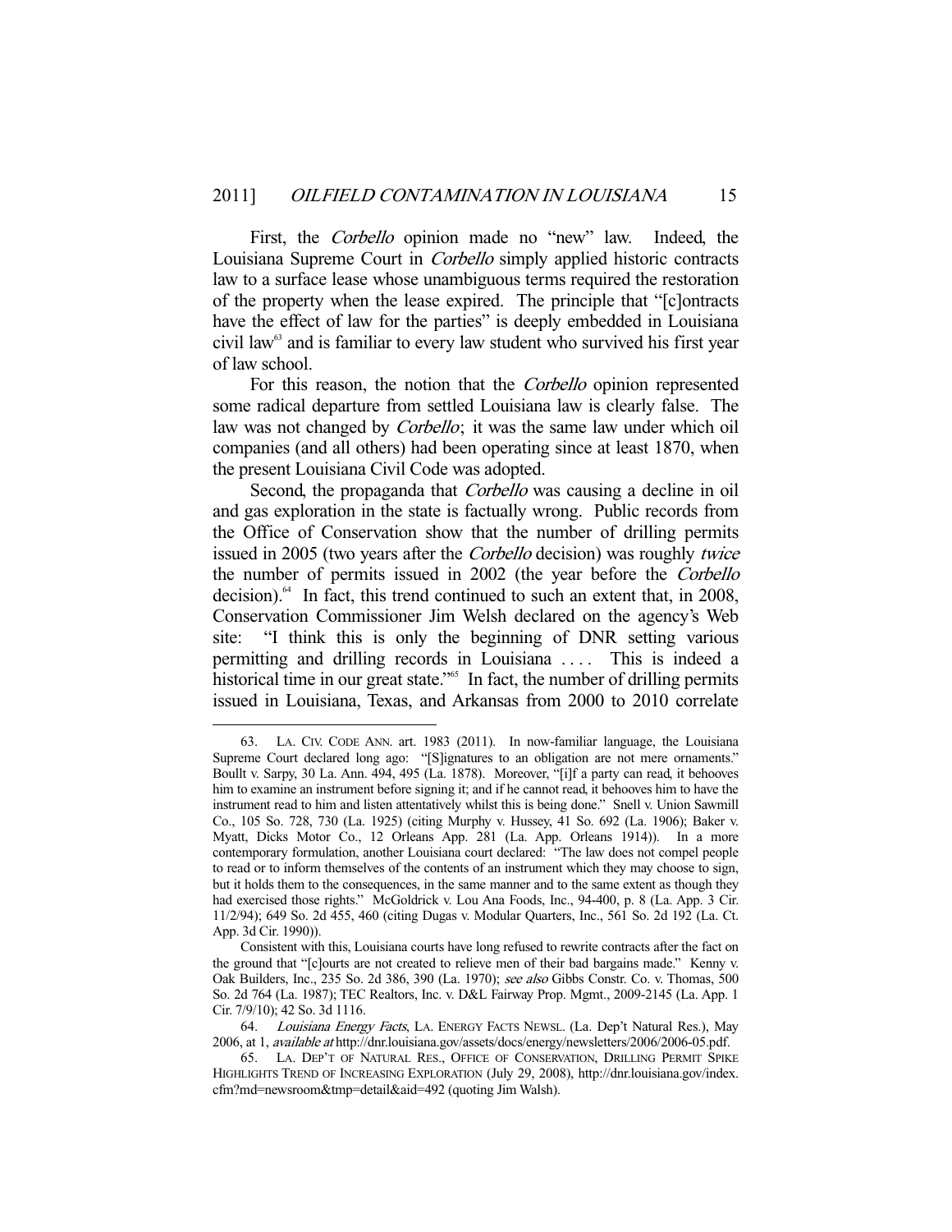First, the *Corbello* opinion made no "new" law. Indeed, the Louisiana Supreme Court in *Corbello* simply applied historic contracts law to a surface lease whose unambiguous terms required the restoration of the property when the lease expired. The principle that "[c]ontracts have the effect of law for the parties" is deeply embedded in Louisiana civil law[63] and is familiar to every law student who survived his first year of law school.

For this reason, the notion that the *Corbello* opinion represented some radical departure from settled Louisiana law is clearly false. The law was not changed by *Corbello*; it was the same law under which oil companies (and all others) had been operating since at least 1870, when the present Louisiana Civil Code was adopted.

Second, the propaganda that *Corbello* was causing a decline in oil and gas exploration in the state is factually wrong. Public records from the Office of Conservation show that the number of drilling permits issued in 2005 (two years after the *Corbello* decision) was roughly *twice* the number of permits issued in 2002 (the year before the *Corbello* decision).[64] In fact, this trend continued to such an extent that, in 2008, Conservation Commissioner Jim Welsh declared on the agency's Web site: "I think this is only the beginning of DNR setting various permitting and drilling records in Louisiana . . . . This is indeed a historical time in our great state."[65] In fact, the number of drilling permits issued in Louisiana, Texas, and Arkansas from 2000 to 2010 correlate

---

63. LA. CIV. CODE ANN. art. 1983 (2011). In now-familiar language, the Louisiana Supreme Court declared long ago: "[S]ignatures to an obligation are not mere ornaments." Boullt v. Sarpy, 30 La. Ann. 494, 495 (La. 1878). Moreover, "[i]f a party can read, it behooves him to examine an instrument before signing it; and if he cannot read, it behooves him to have the instrument read to him and listen attentatively whilst this is being done." Snell v. Union Sawmill Co., 105 So. 728, 730 (La. 1925) (citing Murphy v. Hussey, 41 So. 692 (La. 1906); Baker v. Myatt, Dicks Motor Co., 12 Orleans App. 281 (La. App. Orleans 1914)). In a more contemporary formulation, another Louisiana court declared: "The law does not compel people to read or to inform themselves of the contents of an instrument which they may choose to sign, but it holds them to the consequences, in the same manner and to the same extent as though they had exercised those rights." McGoldrick v. Lou Ana Foods, Inc., 94-400, p. 8 (La. App. 3 Cir. 11/2/94); 649 So. 2d 455, 460 (citing Dugas v. Modular Quarters, Inc., 561 So. 2d 192 (La. Ct. App. 3d Cir. 1990)).

Consistent with this, Louisiana courts have long refused to rewrite contracts after the fact on the ground that "[c]ourts are not created to relieve men of their bad bargains made." Kenny v. Oak Builders, Inc., 235 So. 2d 386, 390 (La. 1970); *see also* Gibbs Constr. Co. v. Thomas, 500 So. 2d 764 (La. 1987); TEC Realtors, Inc. v. D&L Fairway Prop. Mgmt., 2009-2145 (La. App. 1 Cir. 7/9/10); 42 So. 3d 1116.

64. *Louisiana Energy Facts*, LA. ENERGY FACTS NEWSL. (La. Dep't Natural Res.), May 2006, at 1, *available at* http://dnr.louisiana.gov/assets/docs/energy/newsletters/2006/2006-05.pdf.

65. LA. DEP'T OF NATURAL RES., OFFICE OF CONSERVATION, DRILLING PERMIT SPIKE HIGHLIGHTS TREND OF INCREASING EXPLORATION (July 29, 2008), http://dnr.louisiana.gov/index.cfm?md=newsroom&tmp=detail&aid=492 (quoting Jim Walsh).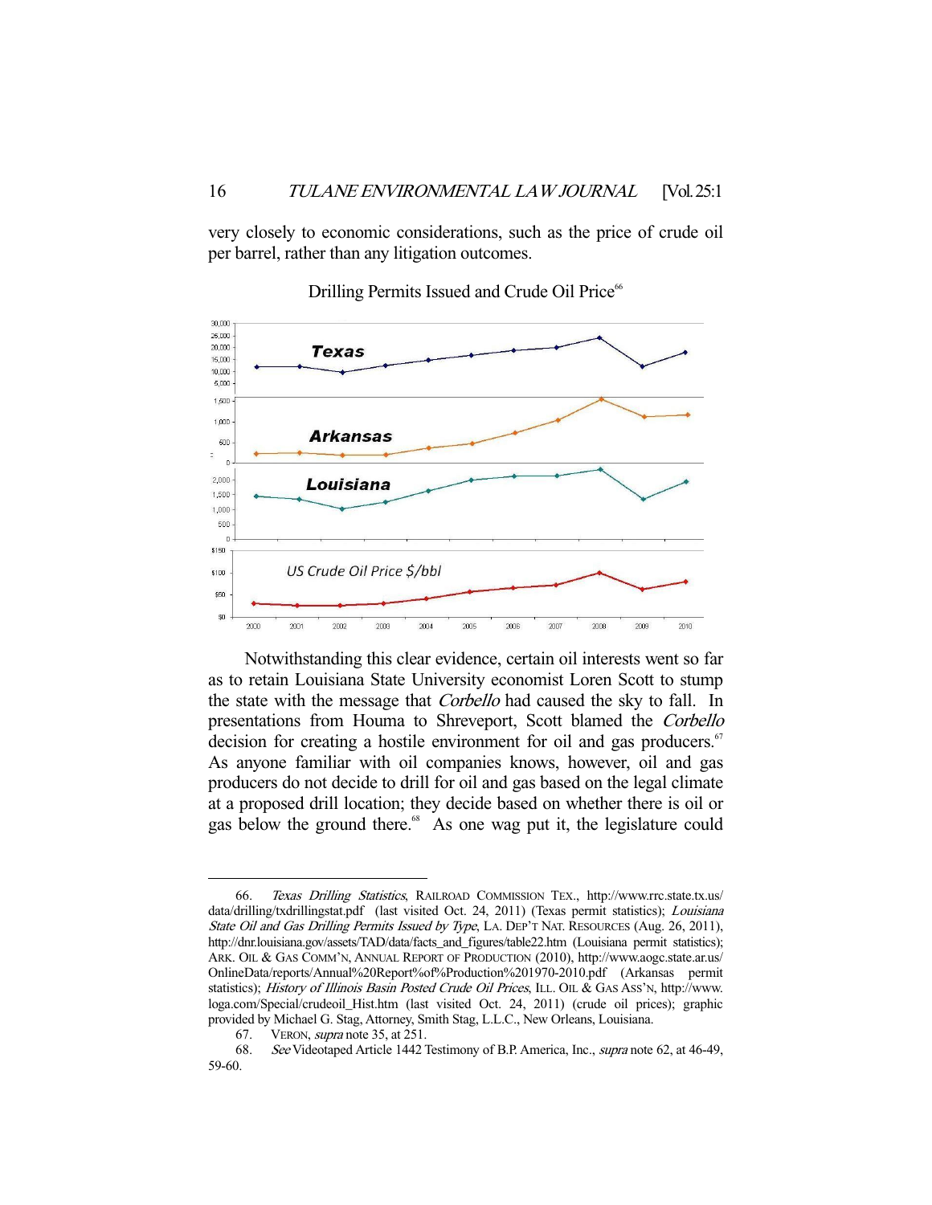very closely to economic considerations, such as the price of crude oil per barrel, rather than any litigation outcomes.

Drilling Permits Issued and Crude Oil Price[66]

Notwithstanding this clear evidence, certain oil interests went so far as to retain Louisiana State University economist Loren Scott to stump the state with the message that *Corbello* had caused the sky to fall. In presentations from Houma to Shreveport, Scott blamed the *Corbello* decision for creating a hostile environment for oil and gas producers.[67] As anyone familiar with oil companies knows, however, oil and gas producers do not decide to drill for oil and gas based on the legal climate at a proposed drill location; they decide based on whether there is oil or gas below the ground there.[68] As one wag put it, the legislature could

---

66. *Texas Drilling Statistics*, RAILROAD COMMISSION TEX., http://www.rrc.state.tx.us/data/drilling/txdrillingstat.pdf (last visited Oct. 24, 2011) (Texas permit statistics); *Louisiana State Oil and Gas Drilling Permits Issued by Type*, LA. DEP'T NAT. RESOURCES (Aug. 26, 2011), http://dnr.louisiana.gov/assets/TAD/data/facts_and_figures/table22.htm (Louisiana permit statistics); ARK. OIL & GAS COMM'N, ANNUAL REPORT OF PRODUCTION (2010), http://www.aogc.state.ar.us/OnlineData/reports/Annual%20Report%of%Production%201970-2010.pdf (Arkansas permit statistics); *History of Illinois Basin Posted Crude Oil Prices*, ILL. OIL & GAS ASS'N, http://www.loga.com/Special/crudeoil_Hist.htm (last visited Oct. 24, 2011) (crude oil prices); graphic provided by Michael G. Stag, Attorney, Smith Stag, L.L.C., New Orleans, Louisiana.

67. VERON, *supra* note 35, at 251.

68. *See* Videotaped Article 1442 Testimony of B.P. America, Inc., *supra* note 62, at 46-49, 59-60.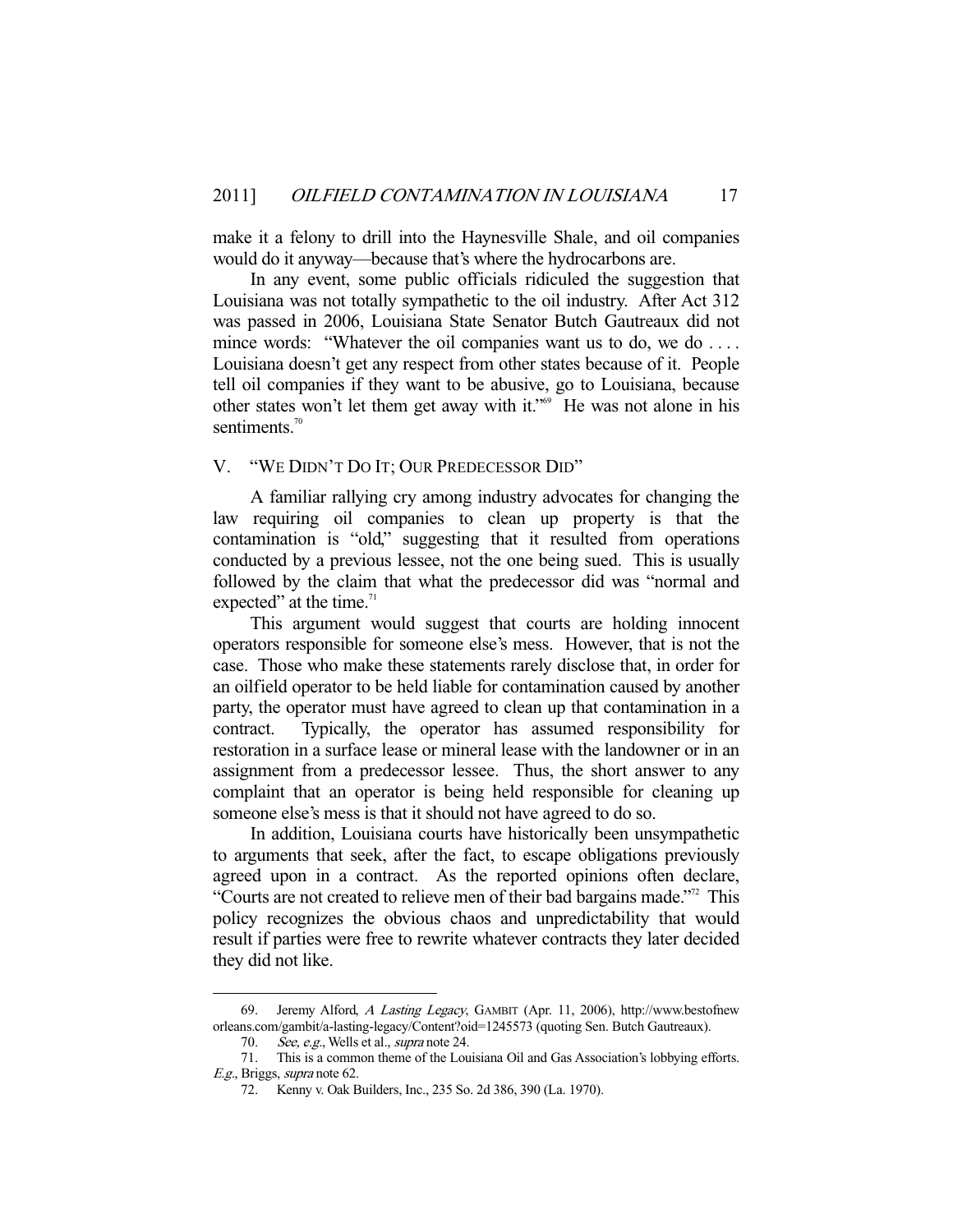make it a felony to drill into the Haynesville Shale, and oil companies would do it anyway—because that's where the hydrocarbons are.

In any event, some public officials ridiculed the suggestion that Louisiana was not totally sympathetic to the oil industry. After Act 312 was passed in 2006, Louisiana State Senator Butch Gautreaux did not mince words: "Whatever the oil companies want us to do, we do . . . . Louisiana doesn't get any respect from other states because of it. People tell oil companies if they want to be abusive, go to Louisiana, because other states won't let them get away with it."[69] He was not alone in his sentiments.[70]

## V. "We Didn't Do It; Our Predecessor Did"

A familiar rallying cry among industry advocates for changing the law requiring oil companies to clean up property is that the contamination is "old," suggesting that it resulted from operations conducted by a previous lessee, not the one being sued. This is usually followed by the claim that what the predecessor did was "normal and expected" at the time.[71]

This argument would suggest that courts are holding innocent operators responsible for someone else's mess. However, that is not the case. Those who make these statements rarely disclose that, in order for an oilfield operator to be held liable for contamination caused by another party, the operator must have agreed to clean up that contamination in a contract. Typically, the operator has assumed responsibility for restoration in a surface lease or mineral lease with the landowner or in an assignment from a predecessor lessee. Thus, the short answer to any complaint that an operator is being held responsible for cleaning up someone else's mess is that it should not have agreed to do so.

In addition, Louisiana courts have historically been unsympathetic to arguments that seek, after the fact, to escape obligations previously agreed upon in a contract. As the reported opinions often declare, "Courts are not created to relieve men of their bad bargains made."[72] This policy recognizes the obvious chaos and unpredictability that would result if parties were free to rewrite whatever contracts they later decided they did not like.

---

69. Jeremy Alford, *A Lasting Legacy*, GAMBIT (Apr. 11, 2006), http://www.bestofneworleans.com/gambit/a-lasting-legacy/Content?oid=1245573 (quoting Sen. Butch Gautreaux).

70. *See, e.g.*, Wells et al., *supra* note 24.

71. This is a common theme of the Louisiana Oil and Gas Association's lobbying efforts. *E.g.*, Briggs, *supra* note 62.

72. Kenny v. Oak Builders, Inc., 235 So. 2d 386, 390 (La. 1970).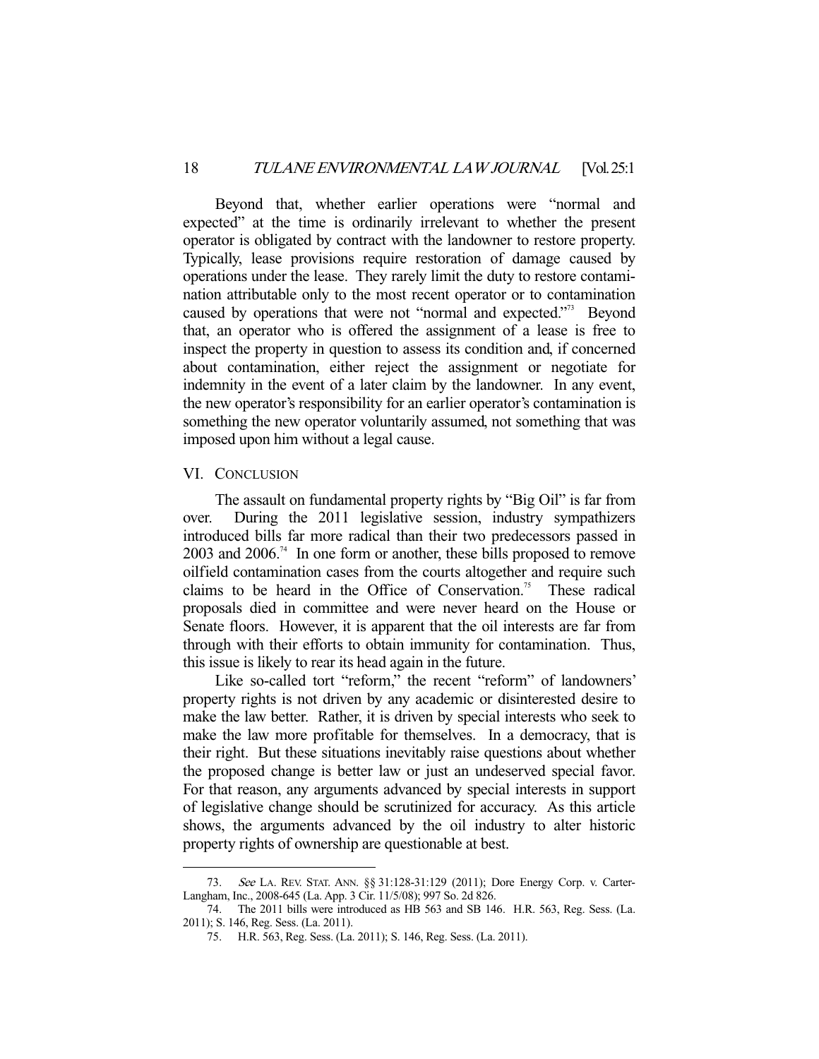Beyond that, whether earlier operations were "normal and expected" at the time is ordinarily irrelevant to whether the present operator is obligated by contract with the landowner to restore property. Typically, lease provisions require restoration of damage caused by operations under the lease. They rarely limit the duty to restore contamination attributable only to the most recent operator or to contamination caused by operations that were not "normal and expected."[73] Beyond that, an operator who is offered the assignment of a lease is free to inspect the property in question to assess its condition and, if concerned about contamination, either reject the assignment or negotiate for indemnity in the event of a later claim by the landowner. In any event, the new operator's responsibility for an earlier operator's contamination is something the new operator voluntarily assumed, not something that was imposed upon him without a legal cause.

## VI. CONCLUSION

The assault on fundamental property rights by "Big Oil" is far from over. During the 2011 legislative session, industry sympathizers introduced bills far more radical than their two predecessors passed in 2003 and 2006.[74] In one form or another, these bills proposed to remove oilfield contamination cases from the courts altogether and require such claims to be heard in the Office of Conservation.[75] These radical proposals died in committee and were never heard on the House or Senate floors. However, it is apparent that the oil interests are far from through with their efforts to obtain immunity for contamination. Thus, this issue is likely to rear its head again in the future.

Like so-called tort "reform," the recent "reform" of landowners' property rights is not driven by any academic or disinterested desire to make the law better. Rather, it is driven by special interests who seek to make the law more profitable for themselves. In a democracy, that is their right. But these situations inevitably raise questions about whether the proposed change is better law or just an undeserved special favor. For that reason, any arguments advanced by special interests in support of legislative change should be scrutinized for accuracy. As this article shows, the arguments advanced by the oil industry to alter historic property rights of ownership are questionable at best.

---

73. *See* LA. REV. STAT. ANN. §§ 31:128-31:129 (2011); Dore Energy Corp. v. Carter-Langham, Inc., 2008-645 (La. App. 3 Cir. 11/5/08); 997 So. 2d 826.

74. The 2011 bills were introduced as HB 563 and SB 146. H.R. 563, Reg. Sess. (La. 2011); S. 146, Reg. Sess. (La. 2011).

75. H.R. 563, Reg. Sess. (La. 2011); S. 146, Reg. Sess. (La. 2011).